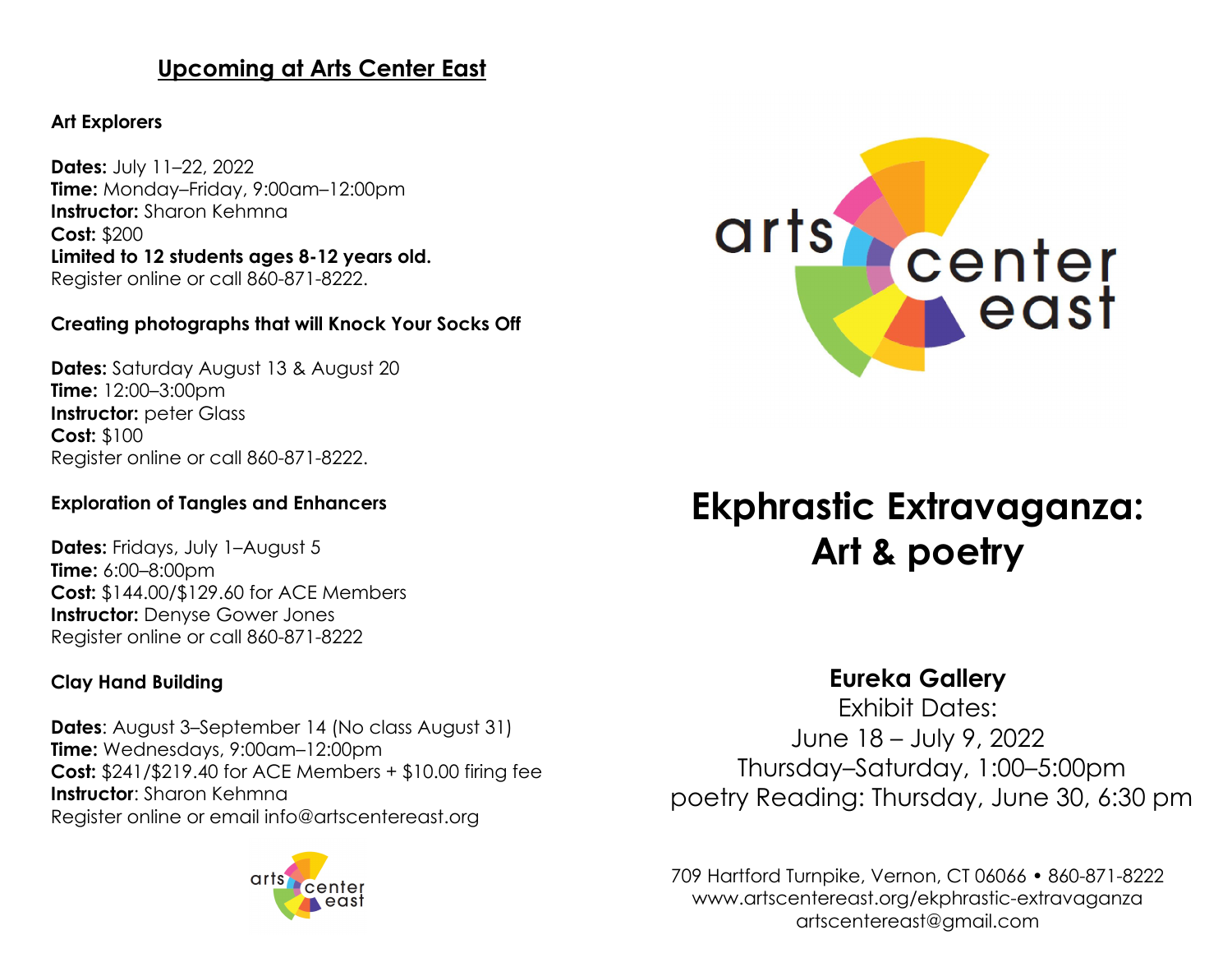## Upcoming at Arts Center East

### Art Explorers

**Dates:** July 11–22, 2022
**Time:** Monday–Friday, 9:00am–12:00pm
**Instructor:** Sharon Kehmna
**Cost:** $200
**Limited to 12 students ages 8-12 years old.**
Register online or call 860-871-8222.

### Creating photographs that will Knock Your Socks Off

**Dates:** Saturday August 13 & August 20
**Time:** 12:00–3:00pm
**Instructor:** peter Glass
**Cost:** $100
Register online or call 860-871-8222.

### Exploration of Tangles and Enhancers

**Dates:** Fridays, July 1–August 5
**Time:** 6:00–8:00pm
**Cost:** $144.00/$129.60 for ACE Members
**Instructor:** Denyse Gower Jones
Register online or call 860-871-8222

### Clay Hand Building

**Dates**: August 3–September 14 (No class August 31)
**Time:** Wednesdays, 9:00am–12:00pm
**Cost:** $241/$219.40 for ACE Members + $10.00 firing fee
**Instructor**: Sharon Kehmna
Register online or email info@artscentereast.org

arts center east

# Ekphrastic Extravaganza: Art & poetry

**Eureka Gallery**
Exhibit Dates:
June 18 – July 9, 2022
Thursday–Saturday, 1:00–5:00pm
poetry Reading: Thursday, June 30, 6:30 pm

709 Hartford Turnpike, Vernon, CT 06066 • 860-871-8222
www.artscentereast.org/ekphrastic-extravaganza
artscentereast@gmail.com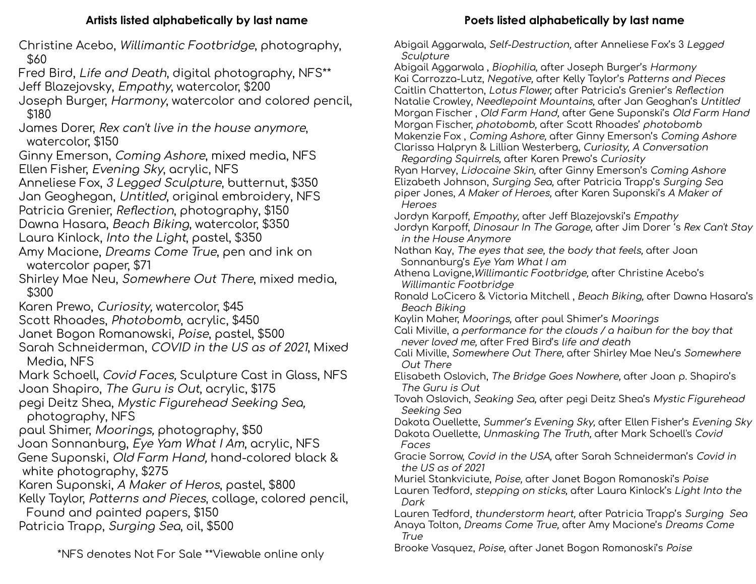## Artists listed alphabetically by last name

Christine Acebo, *Willimantic Footbridge*, photography, $60
Fred Bird, *Life and Death*, digital photography, NFS**
Jeff Blazejovsky, *Empathy*, watercolor, $200
Joseph Burger, *Harmony*, watercolor and colored pencil, $180
James Dorer, *Rex can't live in the house anymore*, watercolor, $150
Ginny Emerson, *Coming Ashore*, mixed media, NFS
Ellen Fisher, *Evening Sky*, acrylic, NFS
Anneliese Fox, *3 Legged Sculpture*, butternut, $350
Jan Geoghegan, *Untitled*, original embroidery, NFS
Patricia Grenier, *Reflection*, photography, $150
Dawna Hasara, *Beach Biking*, watercolor, $350
Laura Kinlock, *Into the Light*, pastel, $350
Amy Macione, *Dreams Come True*, pen and ink on watercolor paper, $71
Shirley Mae Neu, *Somewhere Out There*, mixed media, $300
Karen Prewo, *Curiosity,* watercolor, $45
Scott Rhoades, *Photobomb*, acrylic, $450
Janet Bogon Romanowski, *Poise*, pastel, $500
Sarah Schneiderman, *COVID in the US as of 2021*, Mixed Media, NFS
Mark Schoell, *Covid Faces,* Sculpture Cast in Glass, NFS
Joan Shapiro, *The Guru is Out*, acrylic, $175
pegi Deitz Shea, *Mystic Figurehead Seeking Sea,* photography, NFS
paul Shimer, *Moorings,* photography, $50
Joan Sonnanburg, *Eye Yam What I Am*, acrylic, NFS
Gene Suponski, *Old Farm Hand,* hand-colored black & white photography, $275
Karen Suponski, *A Maker of Heros*, pastel, $800
Kelly Taylor, *Patterns and Pieces*, collage, colored pencil, Found and painted papers, $150
Patricia Trapp, *Surging Sea*, oil, $500

*NFS denotes Not For Sale **Viewable online only

## Poets listed alphabetically by last name

Abigail Aggarwala, *Self-Destruction,* after Anneliese Fox's 3 *Legged Sculpture*
Abigail Aggarwala , *Biophilia,* after Joseph Burger's *Harmony*
Kai Carrozza-Lutz, *Negative,* after Kelly Taylor's *Patterns and Pieces*
Caitlin Chatterton, *Lotus Flower,* after Patricia's Grenier's *Reflection*
Natalie Crowley, *Needlepoint Mountains,* after Jan Geoghan's *Untitled*
Morgan Fischer , *Old Farm Hand,* after Gene Suponski's *Old Farm Hand*
Morgan Fischer, *photobomb,* after Scott Rhoades' *photobomb*
Makenzie Fox , *Coming Ashore,* after Ginny Emerson's *Coming Ashore*
Clarissa Halpryn & Lillian Westerberg, *Curiosity, A Conversation Regarding Squirrels*, after Karen Prewo's *Curiosity*
Ryan Harvey, *Lidocaine Skin,* after Ginny Emerson's *Coming Ashore*
Elizabeth Johnson, *Surging Sea,* after Patricia Trapp's *Surging Sea*
piper Jones, *A Maker of Heroes,* after Karen Suponski's *A Maker of Heroes*
Jordyn Karpoff, *Empathy,* after Jeff Blazejovski's *Empathy*
Jordyn Karpoff, *Dinosaur In The Garage,* after Jim Dorer 's *Rex Can't Stay in the House Anymore*
Nathan Kay, *The eyes that see, the body that feels,* after Joan Sonnanburg's *Eye Yam What I am*
Athena Lavigne,*Willimantic Footbridge,* after Christine Acebo's *Willimantic Footbridge*
Ronald LoCicero & Victoria Mitchell , *Beach Biking,* after Dawna Hasara's *Beach Biking*
Kaylin Maher, *Moorings,* after paul Shimer's *Moorings*
Cali Miville, *a performance for the clouds / a haibun for the boy that never loved me,* after Fred Bird's *life and death*
Cali Miville, *Somewhere Out There,* after Shirley Mae Neu's *Somewhere Out There*
Elisabeth Oslovich, *The Bridge Goes Nowhere,* after Joan p. Shapiro's *The Guru is Out*
Tovah Oslovich, *Seaking Sea,* after pegi Deitz Shea's *Mystic Figurehead Seeking Sea*
Dakota Ouellette, *Summer's Evening Sky,* after Ellen Fisher's *Evening Sky*
Dakota Ouellette, *Unmasking The Truth,* after Mark Schoell's *Covid Faces*
Gracie Sorrow, *Covid in the USA,* after Sarah Schneiderman's *Covid in the US as of 2021*
Muriel Stankviciute, *Poise,* after Janet Bogon Romanoski's *Poise*
Lauren Tedford, *stepping on sticks,* after Laura Kinlock's *Light Into the Dark*
Lauren Tedford, *thunderstorm heart,* after Patricia Trapp's *Surging Sea*
Anaya Tolton, *Dreams Come True,* after Amy Macione's *Dreams Come True*
Brooke Vasquez, *Poise,* after Janet Bogon Romanoski's *Poise*